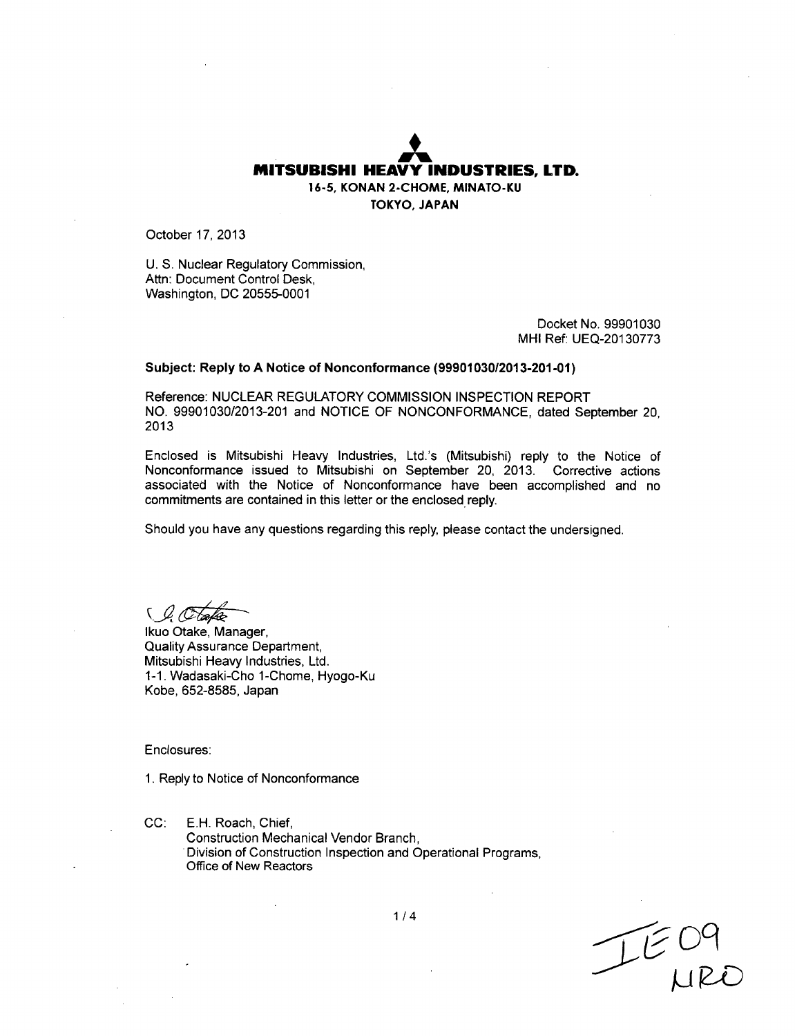**MITSUBISHI HEAVY INDUSTRIES, LTD.**
**16-5, KONAN 2-CHOME, MINATO-KU**
**TOKYO, JAPAN**

October 17, 2013

U. S. Nuclear Regulatory Commission,
Attn: Document Control Desk,
Washington, DC 20555-0001

Docket No. 99901030
MHI Ref: UEQ-20130773

**Subject: Reply to A Notice of Nonconformance (99901030/2013-201-01)**

Reference: NUCLEAR REGULATORY COMMISSION INSPECTION REPORT NO. 99901030/2013-201 and NOTICE OF NONCONFORMANCE, dated September 20, 2013

Enclosed is Mitsubishi Heavy Industries, Ltd.'s (Mitsubishi) reply to the Notice of Nonconformance issued to Mitsubishi on September 20, 2013. Corrective actions associated with the Notice of Nonconformance have been accomplished and no commitments are contained in this letter or the enclosed reply.

Should you have any questions regarding this reply, please contact the undersigned.

I. Otake

Ikuo Otake, Manager,
Quality Assurance Department,
Mitsubishi Heavy Industries, Ltd.
1-1. Wadasaki-Cho 1-Chome, Hyogo-Ku
Kobe, 652-8585, Japan

Enclosures:

1. Reply to Notice of Nonconformance

CC: E.H. Roach, Chief,
Construction Mechanical Vendor Branch,
Division of Construction Inspection and Operational Programs,
Office of New Reactors

IE09
NRO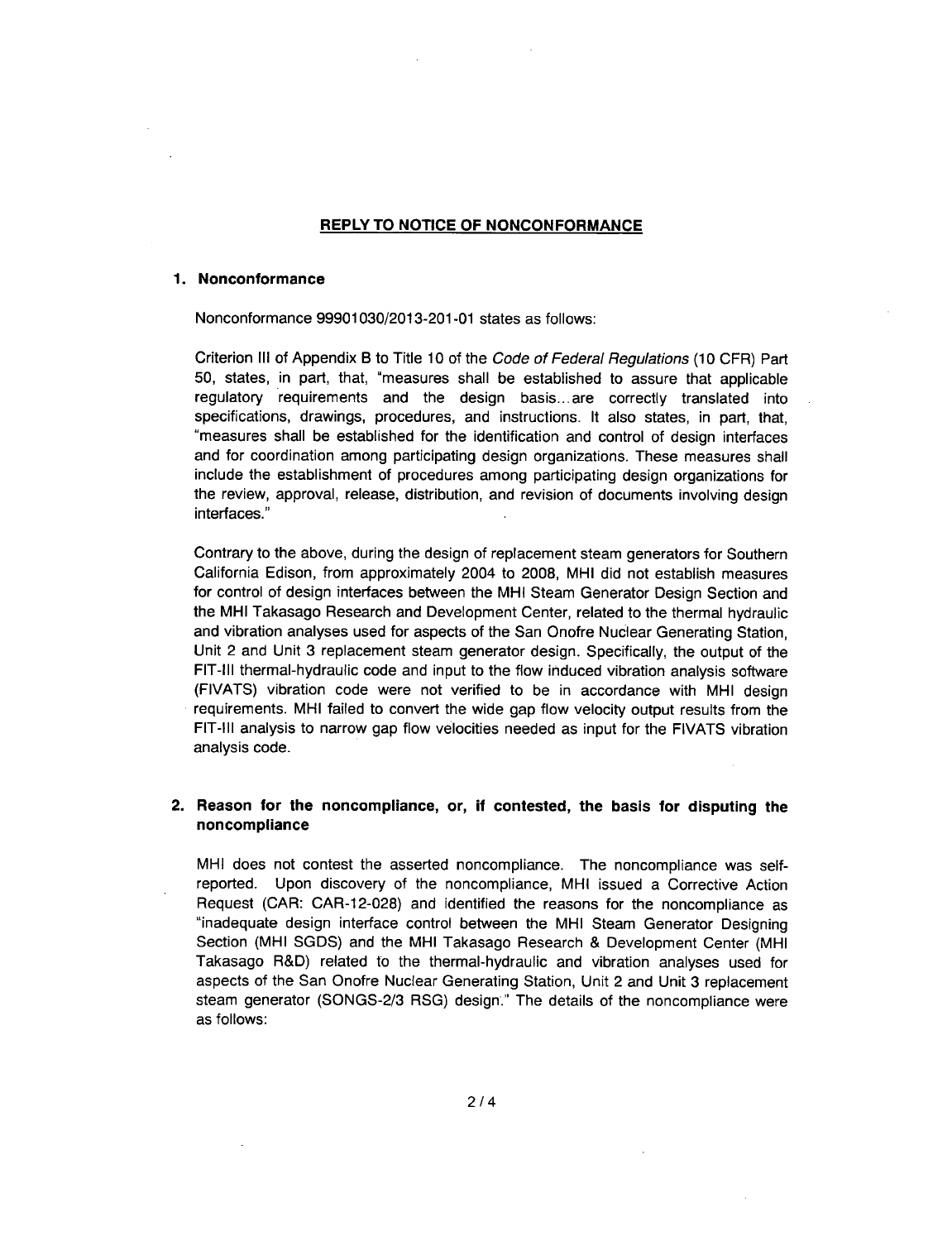## REPLY TO NOTICE OF NONCONFORMANCE

### 1. Nonconformance

Nonconformance 99901030/2013-201-01 states as follows:

Criterion III of Appendix B to Title 10 of the *Code of Federal Regulations* (10 CFR) Part 50, states, in part, that, "measures shall be established to assure that applicable regulatory requirements and the design basis...are correctly translated into specifications, drawings, procedures, and instructions. It also states, in part, that, "measures shall be established for the identification and control of design interfaces and for coordination among participating design organizations. These measures shall include the establishment of procedures among participating design organizations for the review, approval, release, distribution, and revision of documents involving design interfaces."

Contrary to the above, during the design of replacement steam generators for Southern California Edison, from approximately 2004 to 2008, MHI did not establish measures for control of design interfaces between the MHI Steam Generator Design Section and the MHI Takasago Research and Development Center, related to the thermal hydraulic and vibration analyses used for aspects of the San Onofre Nuclear Generating Station, Unit 2 and Unit 3 replacement steam generator design. Specifically, the output of the FIT-III thermal-hydraulic code and input to the flow induced vibration analysis software (FIVATS) vibration code were not verified to be in accordance with MHI design requirements. MHI failed to convert the wide gap flow velocity output results from the FIT-III analysis to narrow gap flow velocities needed as input for the FIVATS vibration analysis code.

### 2. Reason for the noncompliance, or, if contested, the basis for disputing the noncompliance

MHI does not contest the asserted noncompliance. The noncompliance was self-reported. Upon discovery of the noncompliance, MHI issued a Corrective Action Request (CAR: CAR-12-028) and identified the reasons for the noncompliance as "inadequate design interface control between the MHI Steam Generator Designing Section (MHI SGDS) and the MHI Takasago Research & Development Center (MHI Takasago R&D) related to the thermal-hydraulic and vibration analyses used for aspects of the San Onofre Nuclear Generating Station, Unit 2 and Unit 3 replacement steam generator (SONGS-2/3 RSG) design." The details of the noncompliance were as follows: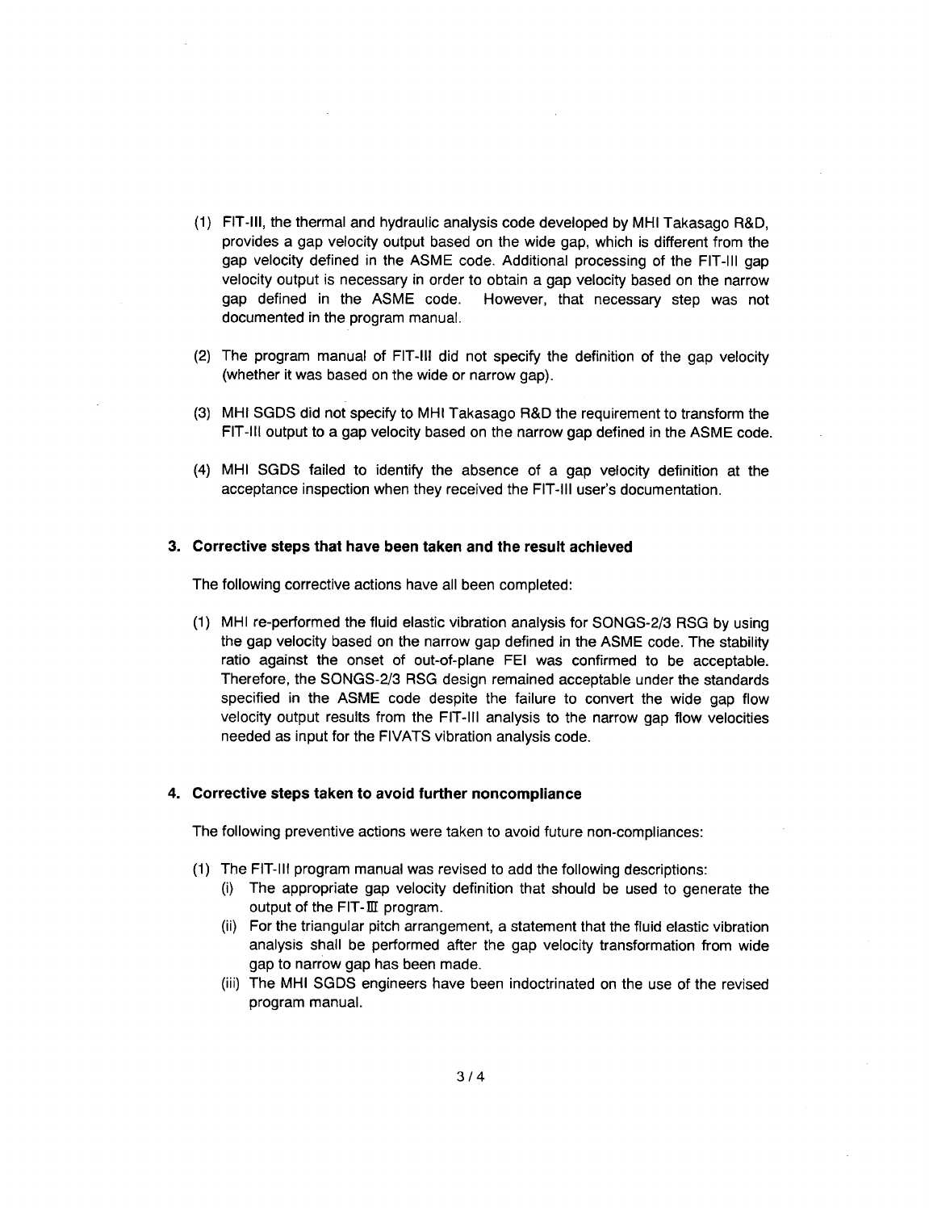(1) FIT-III, the thermal and hydraulic analysis code developed by MHI Takasago R&D, provides a gap velocity output based on the wide gap, which is different from the gap velocity defined in the ASME code. Additional processing of the FIT-III gap velocity output is necessary in order to obtain a gap velocity based on the narrow gap defined in the ASME code. However, that necessary step was not documented in the program manual.

(2) The program manual of FIT-III did not specify the definition of the gap velocity (whether it was based on the wide or narrow gap).

(3) MHI SGDS did not specify to MHI Takasago R&D the requirement to transform the FIT-III output to a gap velocity based on the narrow gap defined in the ASME code.

(4) MHI SGDS failed to identify the absence of a gap velocity definition at the acceptance inspection when they received the FIT-III user's documentation.

## 3. Corrective steps that have been taken and the result achieved

The following corrective actions have all been completed:

(1) MHI re-performed the fluid elastic vibration analysis for SONGS-2/3 RSG by using the gap velocity based on the narrow gap defined in the ASME code. The stability ratio against the onset of out-of-plane FEI was confirmed to be acceptable. Therefore, the SONGS-2/3 RSG design remained acceptable under the standards specified in the ASME code despite the failure to convert the wide gap flow velocity output results from the FIT-III analysis to the narrow gap flow velocities needed as input for the FIVATS vibration analysis code.

## 4. Corrective steps taken to avoid further noncompliance

The following preventive actions were taken to avoid future non-compliances:

(1) The FIT-III program manual was revised to add the following descriptions:
   - (i) The appropriate gap velocity definition that should be used to generate the output of the FIT-III program.
   - (ii) For the triangular pitch arrangement, a statement that the fluid elastic vibration analysis shall be performed after the gap velocity transformation from wide gap to narrow gap has been made.
   - (iii) The MHI SGDS engineers have been indoctrinated on the use of the revised program manual.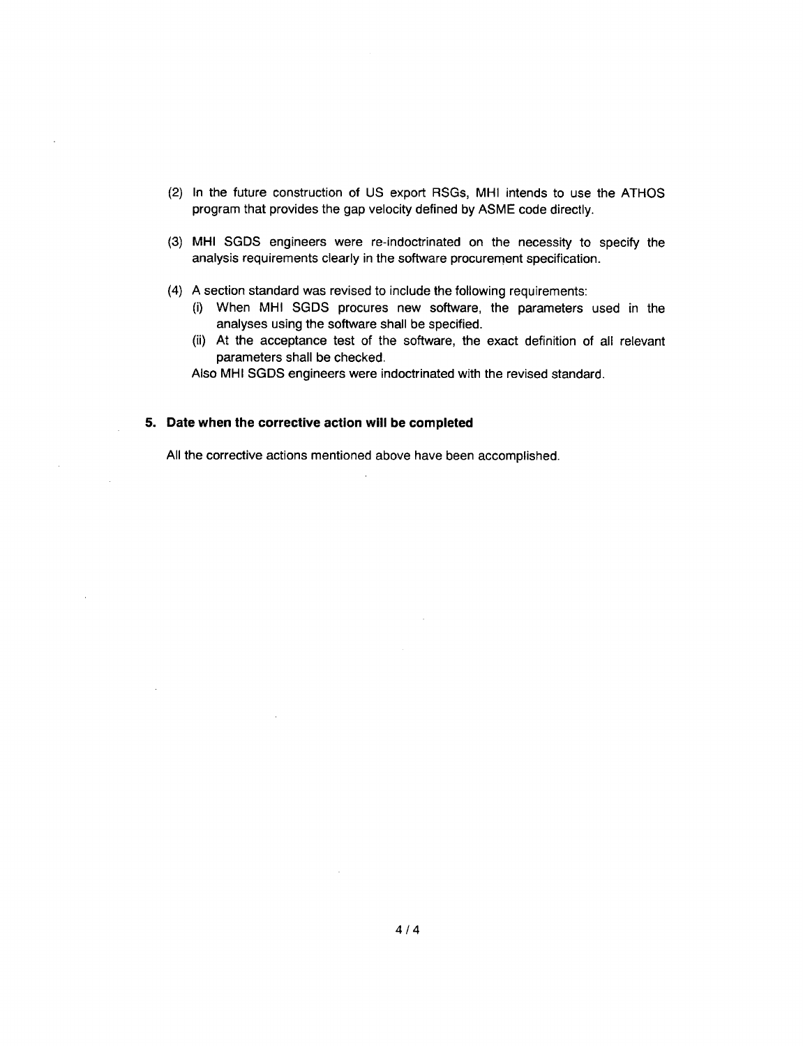(2) In the future construction of US export RSGs, MHI intends to use the ATHOS program that provides the gap velocity defined by ASME code directly.

(3) MHI SGDS engineers were re-indoctrinated on the necessity to specify the analysis requirements clearly in the software procurement specification.

(4) A section standard was revised to include the following requirements:
   (i) When MHI SGDS procures new software, the parameters used in the analyses using the software shall be specified.
   (ii) At the acceptance test of the software, the exact definition of all relevant parameters shall be checked.

   Also MHI SGDS engineers were indoctrinated with the revised standard.

### 5. Date when the corrective action will be completed

All the corrective actions mentioned above have been accomplished.